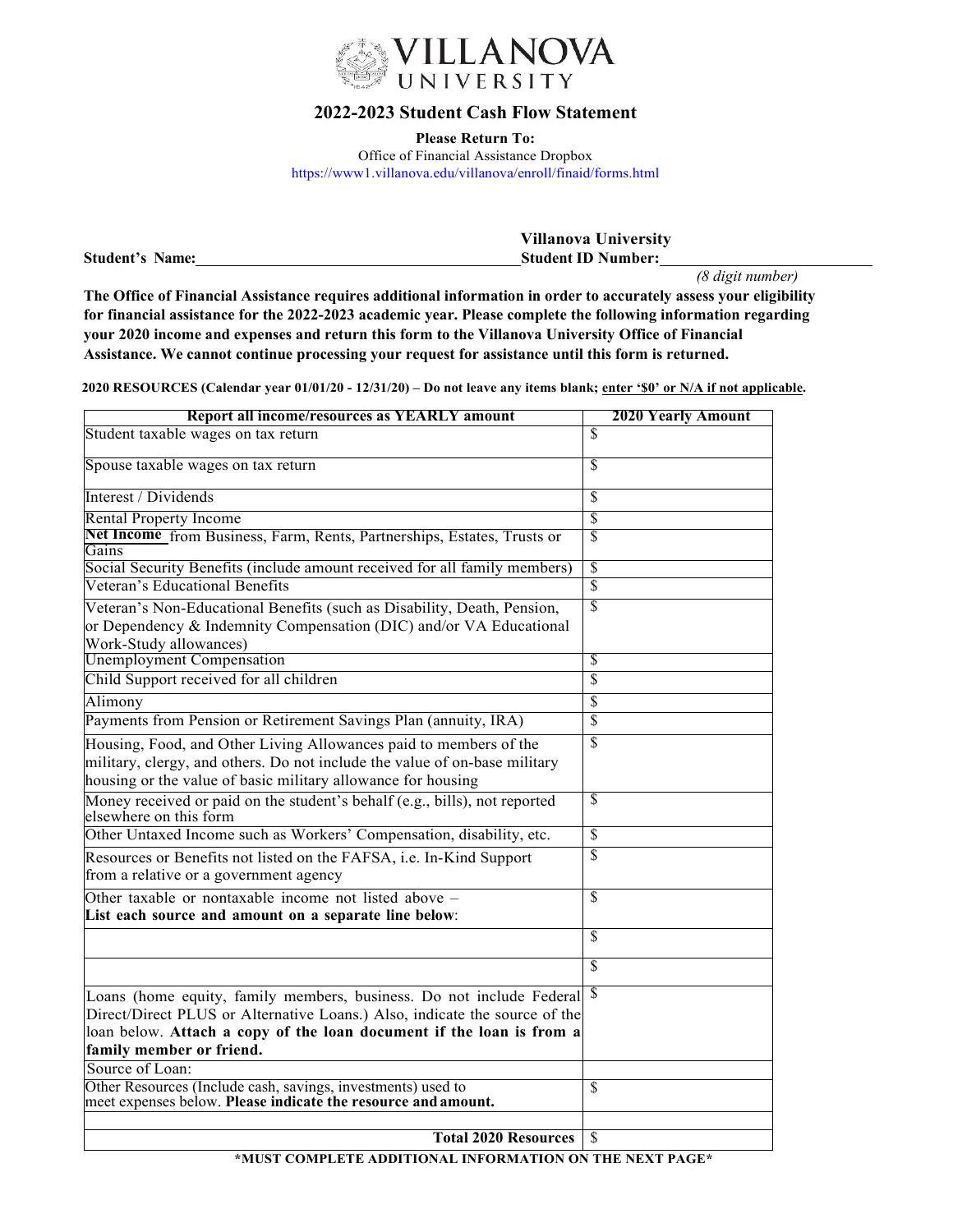# VILLANOVA UNIVERSITY

## 2022-2023 Student Cash Flow Statement

**Please Return To:**
Office of Financial Assistance Dropbox
https://www1.villanova.edu/villanova/enroll/finaid/forms.html

**Student's Name:** ______________________ **Villanova University Student ID Number:** ______________________
*(8 digit number)*

**The Office of Financial Assistance requires additional information in order to accurately assess your eligibility for financial assistance for the 2022-2023 academic year. Please complete the following information regarding your 2020 income and expenses and return this form to the Villanova University Office of Financial Assistance. We cannot continue processing your request for assistance until this form is returned.**

**2020 RESOURCES (Calendar year 01/01/20 - 12/31/20) – Do not leave any items blank; enter '$0' or N/A if not applicable.**

| Report all income/resources as YEARLY amount | 2020 Yearly Amount |
|---|---|
| Student taxable wages on tax return | $ |
| Spouse taxable wages on tax return | $ |
| Interest / Dividends | $ |
| Rental Property Income | $ |
| **Net Income** from Business, Farm, Rents, Partnerships, Estates, Trusts or Gains | $ |
| Social Security Benefits (include amount received for all family members) | $ |
| Veteran's Educational Benefits | $ |
| Veteran's Non-Educational Benefits (such as Disability, Death, Pension, or Dependency & Indemnity Compensation (DIC) and/or VA Educational Work-Study allowances) | $ |
| Unemployment Compensation | $ |
| Child Support received for all children | $ |
| Alimony | $ |
| Payments from Pension or Retirement Savings Plan (annuity, IRA) | $ |
| Housing, Food, and Other Living Allowances paid to members of the military, clergy, and others. Do not include the value of on-base military housing or the value of basic military allowance for housing | $ |
| Money received or paid on the student's behalf (e.g., bills), not reported elsewhere on this form | $ |
| Other Untaxed Income such as Workers' Compensation, disability, etc. | $ |
| Resources or Benefits not listed on the FAFSA, i.e. In-Kind Support from a relative or a government agency | $ |
| Other taxable or nontaxable income not listed above – **List each source and amount on a separate line below**: | $ |
| | $ |
| | $ |
| Loans (home equity, family members, business. Do not include Federal Direct/Direct PLUS or Alternative Loans.) Also, indicate the source of the loan below. **Attach a copy of the loan document if the loan is from a family member or friend.** | $ |
| Source of Loan: | |
| Other Resources (Include cash, savings, investments) used to meet expenses below. **Please indicate the resource and amount.** | $ |
| | |
| **Total 2020 Resources** | $ |

**\*MUST COMPLETE ADDITIONAL INFORMATION ON THE NEXT PAGE\***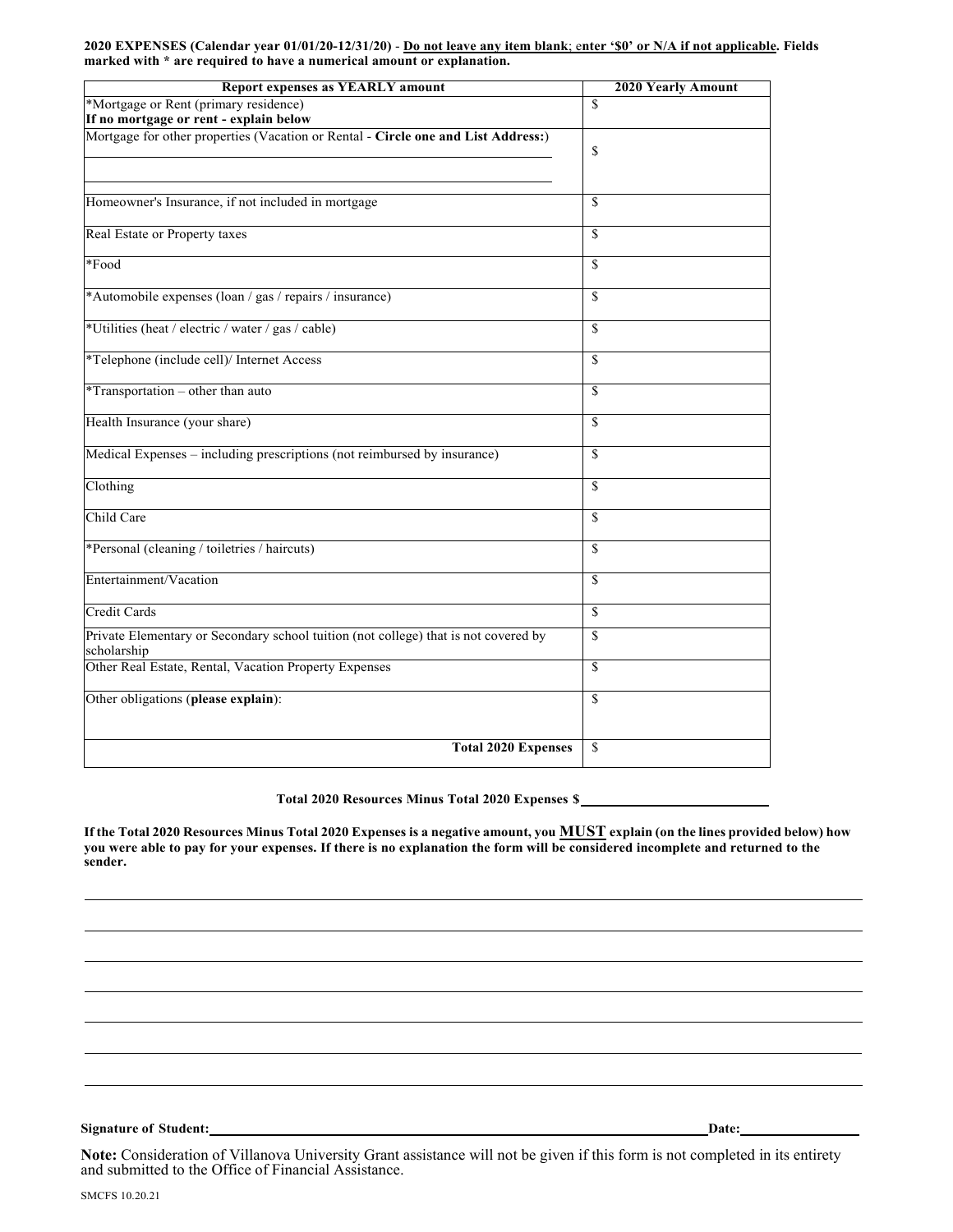**2020 EXPENSES (Calendar year 01/01/20-12/31/20)** - **Do not leave any item blank; enter '$0' or N/A if not applicable. Fields marked with * are required to have a numerical amount or explanation.**

| Report expenses as YEARLY amount | 2020 Yearly Amount |
|---|---|
| *Mortgage or Rent (primary residence)<br>**If no mortgage or rent - explain below** | $ |
| Mortgage for other properties (Vacation or Rental - **Circle one and List Address:**)<br>\_\_\_\_\_\_\_\_\_\_\_\_\_\_\_\_\_\_\_\_<br>\_\_\_\_\_\_\_\_\_\_\_\_\_\_\_\_\_\_\_\_ | $ |
| Homeowner's Insurance, if not included in mortgage | $ |
| Real Estate or Property taxes | $ |
| *Food | $ |
| *Automobile expenses (loan / gas / repairs / insurance) | $ |
| *Utilities (heat / electric / water / gas / cable) | $ |
| *Telephone (include cell)/ Internet Access | $ |
| *Transportation – other than auto | $ |
| Health Insurance (your share) | $ |
| Medical Expenses – including prescriptions (not reimbursed by insurance) | $ |
| Clothing | $ |
| Child Care | $ |
| *Personal (cleaning / toiletries / haircuts) | $ |
| Entertainment/Vacation | $ |
| Credit Cards | $ |
| Private Elementary or Secondary school tuition (not college) that is not covered by scholarship | $ |
| Other Real Estate, Rental, Vacation Property Expenses | $ |
| Other obligations (**please explain**): | $ |
| **Total 2020 Expenses** | $ |

**Total 2020 Resources Minus Total 2020 Expenses $\_\_\_\_\_\_\_\_\_\_\_\_\_\_\_\_\_\_\_\_**

**If the Total 2020 Resources Minus Total 2020 Expenses is a negative amount, you MUST explain (on the lines provided below) how you were able to pay for your expenses. If there is no explanation the form will be considered incomplete and returned to the sender.**

\_\_\_\_\_\_\_\_\_\_\_\_\_\_\_\_\_\_\_\_\_\_\_\_\_\_\_\_\_\_\_\_\_\_\_\_\_\_\_\_\_\_\_\_\_\_\_\_\_\_\_\_\_\_\_\_\_\_\_\_\_\_\_\_\_\_\_\_\_\_\_\_

\_\_\_\_\_\_\_\_\_\_\_\_\_\_\_\_\_\_\_\_\_\_\_\_\_\_\_\_\_\_\_\_\_\_\_\_\_\_\_\_\_\_\_\_\_\_\_\_\_\_\_\_\_\_\_\_\_\_\_\_\_\_\_\_\_\_\_\_\_\_\_\_

\_\_\_\_\_\_\_\_\_\_\_\_\_\_\_\_\_\_\_\_\_\_\_\_\_\_\_\_\_\_\_\_\_\_\_\_\_\_\_\_\_\_\_\_\_\_\_\_\_\_\_\_\_\_\_\_\_\_\_\_\_\_\_\_\_\_\_\_\_\_\_\_

\_\_\_\_\_\_\_\_\_\_\_\_\_\_\_\_\_\_\_\_\_\_\_\_\_\_\_\_\_\_\_\_\_\_\_\_\_\_\_\_\_\_\_\_\_\_\_\_\_\_\_\_\_\_\_\_\_\_\_\_\_\_\_\_\_\_\_\_\_\_\_\_

\_\_\_\_\_\_\_\_\_\_\_\_\_\_\_\_\_\_\_\_\_\_\_\_\_\_\_\_\_\_\_\_\_\_\_\_\_\_\_\_\_\_\_\_\_\_\_\_\_\_\_\_\_\_\_\_\_\_\_\_\_\_\_\_\_\_\_\_\_\_\_\_

\_\_\_\_\_\_\_\_\_\_\_\_\_\_\_\_\_\_\_\_\_\_\_\_\_\_\_\_\_\_\_\_\_\_\_\_\_\_\_\_\_\_\_\_\_\_\_\_\_\_\_\_\_\_\_\_\_\_\_\_\_\_\_\_\_\_\_\_\_\_\_\_

\_\_\_\_\_\_\_\_\_\_\_\_\_\_\_\_\_\_\_\_\_\_\_\_\_\_\_\_\_\_\_\_\_\_\_\_\_\_\_\_\_\_\_\_\_\_\_\_\_\_\_\_\_\_\_\_\_\_\_\_\_\_\_\_\_\_\_\_\_\_\_\_

**Signature of Student:**\_\_\_\_\_\_\_\_\_\_\_\_\_\_\_\_\_\_\_\_\_\_\_\_\_\_\_\_\_\_\_\_\_\_\_\_\_\_\_\_ **Date:**\_\_\_\_\_\_\_\_\_\_\_\_

**Note:** Consideration of Villanova University Grant assistance will not be given if this form is not completed in its entirety and submitted to the Office of Financial Assistance.

SMCFS 10.20.21